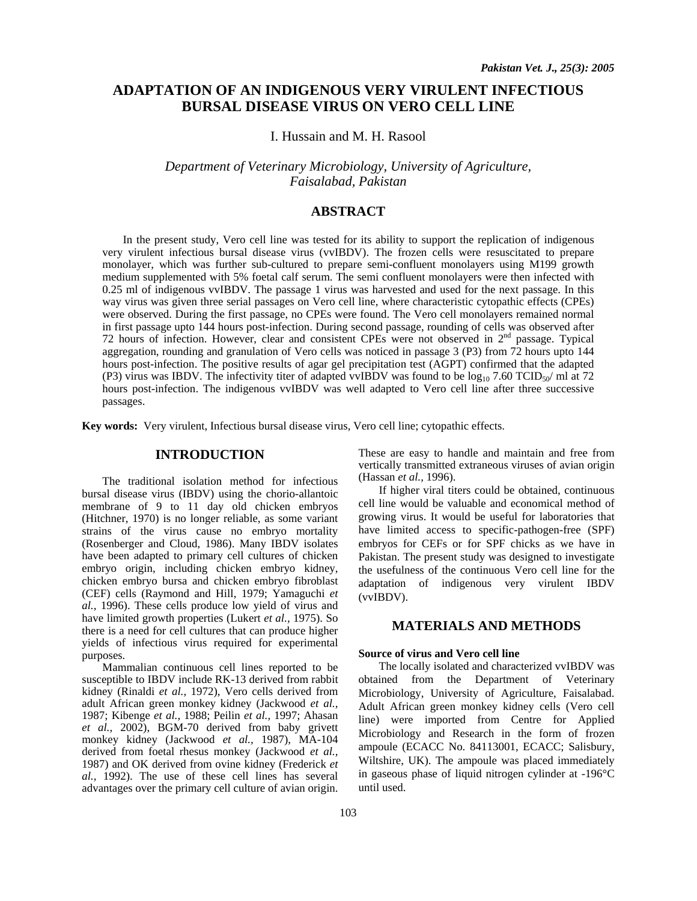# ADAPTATION OF AN INDIGENOUS VERY VIRULENT INFECTIOUS BURSAL DISEASE VIRUS ON VERO CELL LINE

I. Hussain and M. H. Rasool

*Department of Veterinary Microbiology, University of Agriculture, Faisalabad, Pakistan*

## ABSTRACT

In the present study, Vero cell line was tested for its ability to support the replication of indigenous very virulent infectious bursal disease virus (vvIBDV). The frozen cells were resuscitated to prepare monolayer, which was further sub-cultured to prepare semi-confluent monolayers using M199 growth medium supplemented with 5% foetal calf serum. The semi confluent monolayers were then infected with 0.25 ml of indigenous vvIBDV. The passage 1 virus was harvested and used for the next passage. In this way virus was given three serial passages on Vero cell line, where characteristic cytopathic effects (CPEs) were observed. During the first passage, no CPEs were found. The Vero cell monolayers remained normal in first passage upto 144 hours post-infection. During second passage, rounding of cells was observed after 72 hours of infection. However, clear and consistent CPEs were not observed in 2nd passage. Typical aggregation, rounding and granulation of Vero cells was noticed in passage 3 (P3) from 72 hours upto 144 hours post-infection. The positive results of agar gel precipitation test (AGPT) confirmed that the adapted (P3) virus was IBDV. The infectivity titer of adapted vvIBDV was found to be $\log_{10}$ 7.60 $TCID_{50}$/ ml at 72 hours post-infection. The indigenous vvIBDV was well adapted to Vero cell line after three successive passages.

**Key words:** Very virulent, Infectious bursal disease virus, Vero cell line; cytopathic effects.

## INTRODUCTION

The traditional isolation method for infectious bursal disease virus (IBDV) using the chorio-allantoic membrane of 9 to 11 day old chicken embryos (Hitchner, 1970) is no longer reliable, as some variant strains of the virus cause no embryo mortality (Rosenberger and Cloud, 1986). Many IBDV isolates have been adapted to primary cell cultures of chicken embryo origin, including chicken embryo kidney, chicken embryo bursa and chicken embryo fibroblast (CEF) cells (Raymond and Hill, 1979; Yamaguchi *et al.,* 1996). These cells produce low yield of virus and have limited growth properties (Lukert *et al.*, 1975). So there is a need for cell cultures that can produce higher yields of infectious virus required for experimental purposes.

Mammalian continuous cell lines reported to be susceptible to IBDV include RK-13 derived from rabbit kidney (Rinaldi *et al.,* 1972), Vero cells derived from adult African green monkey kidney (Jackwood *et al.,* 1987; Kibenge *et al.,* 1988; Peilin *et al.,* 1997; Ahasan *et al.,* 2002), BGM-70 derived from baby grivett monkey kidney (Jackwood *et al.,* 1987), MA-104 derived from foetal rhesus monkey (Jackwood *et al.,* 1987) and OK derived from ovine kidney (Frederick *et al.,* 1992). The use of these cell lines has several advantages over the primary cell culture of avian origin. These are easy to handle and maintain and free from vertically transmitted extraneous viruses of avian origin (Hassan *et al.,* 1996).

If higher viral titers could be obtained, continuous cell line would be valuable and economical method of growing virus. It would be useful for laboratories that have limited access to specific-pathogen-free (SPF) embryos for CEFs or for SPF chicks as we have in Pakistan. The present study was designed to investigate the usefulness of the continuous Vero cell line for the adaptation of indigenous very virulent IBDV (vvIBDV).

## MATERIALS AND METHODS

### Source of virus and Vero cell line

The locally isolated and characterized vvIBDV was obtained from the Department of Veterinary Microbiology, University of Agriculture, Faisalabad. Adult African green monkey kidney cells (Vero cell line) were imported from Centre for Applied Microbiology and Research in the form of frozen ampoule (ECACC No. 84113001, ECACC; Salisbury, Wiltshire, UK). The ampoule was placed immediately in gaseous phase of liquid nitrogen cylinder at -196°C until used.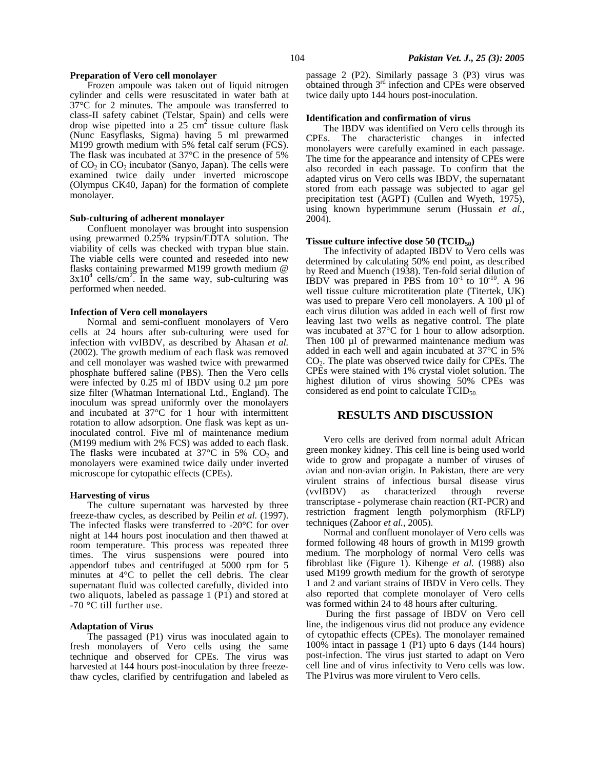### Preparation of Vero cell monolayer

Frozen ampoule was taken out of liquid nitrogen cylinder and cells were resuscitated in water bath at 37°C for 2 minutes. The ampoule was transferred to class-II safety cabinet (Telstar, Spain) and cells were drop wise pipetted into a 25 $cm^2$ tissue culture flask (Nunc Easyflasks, Sigma) having 5 ml prewarmed M199 growth medium with 5% fetal calf serum (FCS). The flask was incubated at 37°C in the presence of 5% of $CO_2$ in $CO_2$ incubator (Sanyo, Japan). The cells were examined twice daily under inverted microscope (Olympus CK40, Japan) for the formation of complete monolayer.

### Sub-culturing of adherent monolayer

Confluent monolayer was brought into suspension using prewarmed 0.25% trypsin/EDTA solution. The viability of cells was checked with trypan blue stain. The viable cells were counted and reseeded into new flasks containing prewarmed M199 growth medium @ $3x10^4$ cells/$cm^2$. In the same way, sub-culturing was performed when needed.

### Infection of Vero cell monolayers

Normal and semi-confluent monolayers of Vero cells at 24 hours after sub-culturing were used for infection with vvIBDV, as described by Ahasan *et al.* (2002). The growth medium of each flask was removed and cell monolayer was washed twice with prewarmed phosphate buffered saline (PBS). Then the Vero cells were infected by 0.25 ml of IBDV using 0.2 µm pore size filter (Whatman International Ltd., England). The inoculum was spread uniformly over the monolayers and incubated at 37°C for 1 hour with intermittent rotation to allow adsorption. One flask was kept as un-inoculated control. Five ml of maintenance medium (M199 medium with 2% FCS) was added to each flask. The flasks were incubated at 37°C in 5% $CO_2$ and monolayers were examined twice daily under inverted microscope for cytopathic effects (CPEs).

### Harvesting of virus

The culture supernatant was harvested by three freeze-thaw cycles, as described by Peilin *et al.* (1997). The infected flasks were transferred to -20°C for over night at 144 hours post inoculation and then thawed at room temperature. This process was repeated three times. The virus suspensions were poured into appendorf tubes and centrifuged at 5000 rpm for 5 minutes at 4°C to pellet the cell debris. The clear supernatant fluid was collected carefully, divided into two aliquots, labeled as passage 1 (P1) and stored at -70 °C till further use.

### Adaptation of Virus

The passaged (P1) virus was inoculated again to fresh monolayers of Vero cells using the same technique and observed for CPEs. The virus was harvested at 144 hours post-inoculation by three freeze-thaw cycles, clarified by centrifugation and labeled as passage 2 (P2). Similarly passage 3 (P3) virus was obtained through 3rd infection and CPEs were observed twice daily upto 144 hours post-inoculation.

### Identification and confirmation of virus

The IBDV was identified on Vero cells through its CPEs. The characteristic changes in infected monolayers were carefully examined in each passage. The time for the appearance and intensity of CPEs were also recorded in each passage. To confirm that the adapted virus on Vero cells was IBDV, the supernatant stored from each passage was subjected to agar gel precipitation test (AGPT) (Cullen and Wyeth, 1975), using known hyperimmune serum (Hussain *et al.,* 2004).

### Tissue culture infective dose 50 ($TCID_{50}$)

The infectivity of adapted IBDV to Vero cells was determined by calculating 50% end point, as described by Reed and Muench (1938). Ten-fold serial dilution of IBDV was prepared in PBS from $10^{-1}$ to $10^{-10}$. A 96 well tissue culture microtiteration plate (Titertek, UK) was used to prepare Vero cell monolayers. A 100 µl of each virus dilution was added in each well of first row leaving last two wells as negative control. The plate was incubated at 37°C for 1 hour to allow adsorption. Then 100 µl of prewarmed maintenance medium was added in each well and again incubated at 37°C in 5% $CO_2$. The plate was observed twice daily for CPEs. The CPEs were stained with 1% crystal violet solution. The highest dilution of virus showing 50% CPEs was considered as end point to calculate $TCID_{50.}$

## RESULTS AND DISCUSSION

Vero cells are derived from normal adult African green monkey kidney. This cell line is being used world wide to grow and propagate a number of viruses of avian and non-avian origin. In Pakistan, there are very virulent strains of infectious bursal disease virus (vvIBDV) as characterized through reverse transcriptase - polymerase chain reaction (RT-PCR) and restriction fragment length polymorphism (RFLP) techniques (Zahoor *et al.,* 2005).

Normal and confluent monolayer of Vero cells was formed following 48 hours of growth in M199 growth medium. The morphology of normal Vero cells was fibroblast like (Figure 1). Kibenge *et al.* (1988) also used M199 growth medium for the growth of serotype 1 and 2 and variant strains of IBDV in Vero cells. They also reported that complete monolayer of Vero cells was formed within 24 to 48 hours after culturing.

During the first passage of IBDV on Vero cell line, the indigenous virus did not produce any evidence of cytopathic effects (CPEs). The monolayer remained 100% intact in passage 1 (P1) upto 6 days (144 hours) post-infection. The virus just started to adapt on Vero cell line and of virus infectivity to Vero cells was low. The P1virus was more virulent to Vero cells.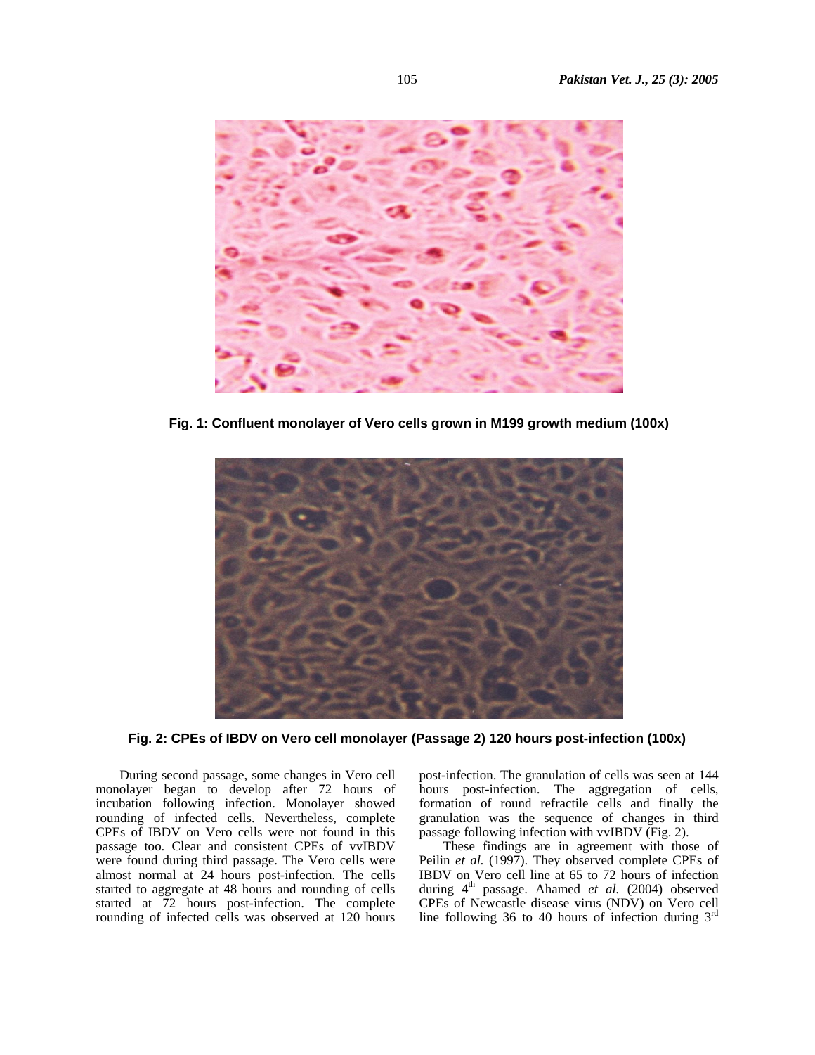Fig. 1: Confluent monolayer of Vero cells grown in M199 growth medium (100x)

Fig. 2: CPEs of IBDV on Vero cell monolayer (Passage 2) 120 hours post-infection (100x)

During second passage, some changes in Vero cell monolayer began to develop after 72 hours of incubation following infection. Monolayer showed rounding of infected cells. Nevertheless, complete CPEs of IBDV on Vero cells were not found in this passage too. Clear and consistent CPEs of vvIBDV were found during third passage. The Vero cells were almost normal at 24 hours post-infection. The cells started to aggregate at 48 hours and rounding of cells started at 72 hours post-infection. The complete rounding of infected cells was observed at 120 hours post-infection. The granulation of cells was seen at 144 hours post-infection. The aggregation of cells, formation of round refractile cells and finally the granulation was the sequence of changes in third passage following infection with vvIBDV (Fig. 2).

These findings are in agreement with those of Peilin *et al.* (1997). They observed complete CPEs of IBDV on Vero cell line at 65 to 72 hours of infection during 4th passage. Ahamed *et al.* (2004) observed CPEs of Newcastle disease virus (NDV) on Vero cell line following 36 to 40 hours of infection during 3rd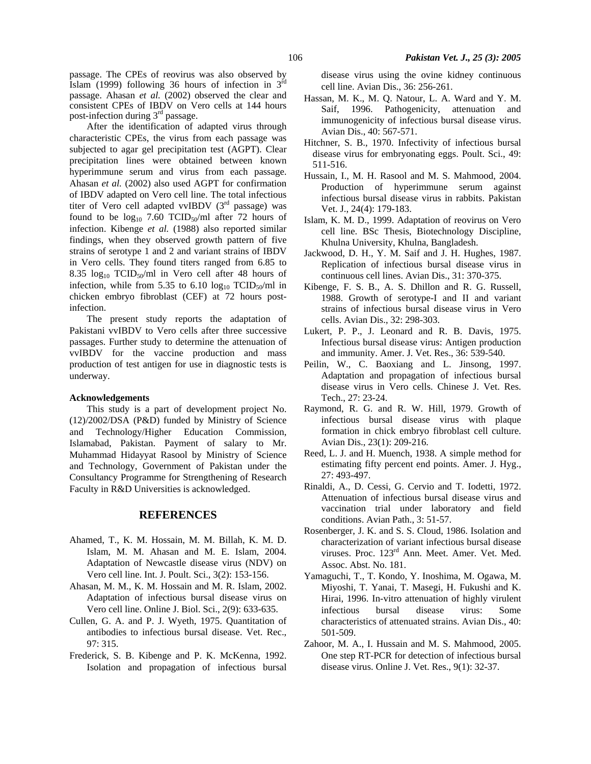passage. The CPEs of reovirus was also observed by Islam (1999) following 36 hours of infection in 3rd passage. Ahasan *et al.* (2002) observed the clear and consistent CPEs of IBDV on Vero cells at 144 hours post-infection during 3rd passage.

After the identification of adapted virus through characteristic CPEs, the virus from each passage was subjected to agar gel precipitation test (AGPT). Clear precipitation lines were obtained between known hyperimmune serum and virus from each passage. Ahasan *et al.* (2002) also used AGPT for confirmation of IBDV adapted on Vero cell line. The total infectious titer of Vero cell adapted vvIBDV (3rd passage) was found to be $\log_{10}$ 7.60 $TCID_{50}$/ml after 72 hours of infection. Kibenge *et al.* (1988) also reported similar findings, when they observed growth pattern of five strains of serotype 1 and 2 and variant strains of IBDV in Vero cells. They found titers ranged from 6.85 to 8.35 $\log_{10}$ $TCID_{50}$/ml in Vero cell after 48 hours of infection, while from 5.35 to 6.10 $\log_{10}$ $TCID_{50}$/ml in chicken embryo fibroblast (CEF) at 72 hours post-infection.

The present study reports the adaptation of Pakistani vvIBDV to Vero cells after three successive passages. Further study to determine the attenuation of vvIBDV for the vaccine production and mass production of test antigen for use in diagnostic tests is underway.

**Acknowledgements**

This study is a part of development project No. (12)/2002/DSA (P&D) funded by Ministry of Science and Technology/Higher Education Commission, Islamabad, Pakistan. Payment of salary to Mr. Muhammad Hidayyat Rasool by Ministry of Science and Technology, Government of Pakistan under the Consultancy Programme for Strengthening of Research Faculty in R&D Universities is acknowledged.

## REFERENCES

Ahamed, T., K. M. Hossain, M. M. Billah, K. M. D. Islam, M. M. Ahasan and M. E. Islam, 2004. Adaptation of Newcastle disease virus (NDV) on Vero cell line. Int. J. Poult. Sci., 3(2): 153-156.

Ahasan, M. M., K. M. Hossain and M. R. Islam, 2002. Adaptation of infectious bursal disease virus on Vero cell line. Online J. Biol. Sci., 2(9): 633-635.

Cullen, G. A. and P. J. Wyeth, 1975. Quantitation of antibodies to infectious bursal disease. Vet. Rec., 97: 315.

Frederick, S. B. Kibenge and P. K. McKenna, 1992. Isolation and propagation of infectious bursal disease virus using the ovine kidney continuous cell line. Avian Dis., 36: 256-261.

Hassan, M. K., M. Q. Natour, L. A. Ward and Y. M. Saif, 1996. Pathogenicity, attenuation and immunogenicity of infectious bursal disease virus. Avian Dis., 40: 567-571.

Hitchner, S. B., 1970. Infectivity of infectious bursal disease virus for embryonating eggs. Poult. Sci., 49: 511-516.

Hussain, I., M. H. Rasool and M. S. Mahmood, 2004. Production of hyperimmune serum against infectious bursal disease virus in rabbits. Pakistan Vet. J., 24(4): 179-183.

Islam, K. M. D., 1999. Adaptation of reovirus on Vero cell line. BSc Thesis, Biotechnology Discipline, Khulna University, Khulna, Bangladesh.

Jackwood, D. H., Y. M. Saif and J. H. Hughes, 1987. Replication of infectious bursal disease virus in continuous cell lines. Avian Dis., 31: 370-375.

Kibenge, F. S. B., A. S. Dhillon and R. G. Russell, 1988. Growth of serotype-I and II and variant strains of infectious bursal disease virus in Vero cells. Avian Dis., 32: 298-303.

Lukert, P. P., J. Leonard and R. B. Davis, 1975. Infectious bursal disease virus: Antigen production and immunity. Amer. J. Vet. Res., 36: 539-540.

Peilin, W., C. Baoxiang and L. Jinsong, 1997. Adaptation and propagation of infectious bursal disease virus in Vero cells. Chinese J. Vet. Res. Tech., 27: 23-24.

Raymond, R. G. and R. W. Hill, 1979. Growth of infectious bursal disease virus with plaque formation in chick embryo fibroblast cell culture. Avian Dis., 23(1): 209-216.

Reed, L. J. and H. Muench, 1938. A simple method for estimating fifty percent end points. Amer. J. Hyg., 27: 493-497.

Rinaldi, A., D. Cessi, G. Cervio and T. Iodetti, 1972. Attenuation of infectious bursal disease virus and vaccination trial under laboratory and field conditions. Avian Path., 3: 51-57.

Rosenberger, J. K. and S. S. Cloud, 1986. Isolation and characterization of variant infectious bursal disease viruses. Proc. 123rd Ann. Meet. Amer. Vet. Med. Assoc. Abst. No. 181.

Yamaguchi, T., T. Kondo, Y. Inoshima, M. Ogawa, M. Miyoshi, T. Yanai, T. Masegi, H. Fukushi and K. Hirai, 1996. In-vitro attenuation of highly virulent infectious bursal disease virus: Some characteristics of attenuated strains. Avian Dis., 40: 501-509.

Zahoor, M. A., I. Hussain and M. S. Mahmood, 2005. One step RT-PCR for detection of infectious bursal disease virus. Online J. Vet. Res., 9(1): 32-37.